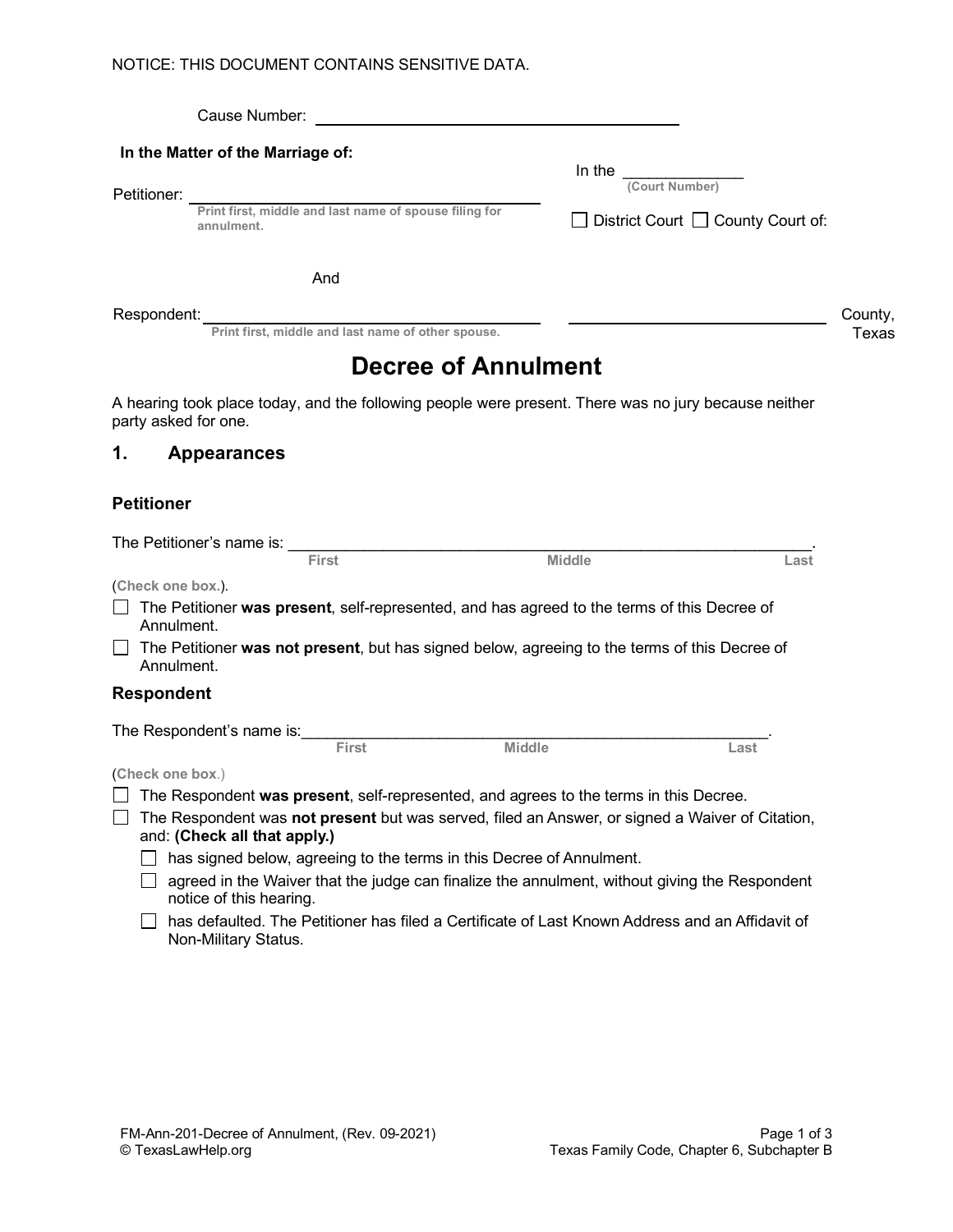NOTICE: THIS DOCUMENT CONTAINS SENSITIVE DATA.

Cause Number: ______________________________

**In the Matter of the Marriage of:**

Petitioner: ______________________________
Print first, middle and last name of spouse filing for annulment.

And

Respondent: ______________________________
Print first, middle and last name of other spouse.

In the ______________
(Court Number)

☐ District Court ☐ County Court of:

______________________________ County, Texas

# Decree of Annulment

A hearing took place today, and the following people were present. There was no jury because neither party asked for one.

## 1. Appearances

### Petitioner

The Petitioner's name is: ______________________________________________.
First Middle Last

(**Check one box.**).

☐ The Petitioner **was present**, self-represented, and has agreed to the terms of this Decree of Annulment.

☐ The Petitioner **was not present**, but has signed below, agreeing to the terms of this Decree of Annulment.

### Respondent

The Respondent's name is:______________________________________________.
First Middle Last

(**Check one box**.)

☐ The Respondent **was present**, self-represented, and agrees to the terms in this Decree.

☐ The Respondent was **not present** but was served, filed an Answer, or signed a Waiver of Citation, and: **(Check all that apply.)**

- ☐ has signed below, agreeing to the terms in this Decree of Annulment.
- ☐ agreed in the Waiver that the judge can finalize the annulment, without giving the Respondent notice of this hearing.
- ☐ has defaulted. The Petitioner has filed a Certificate of Last Known Address and an Affidavit of Non-Military Status.

FM-Ann-201-Decree of Annulment, (Rev. 09-2021)
© TexasLawHelp.org

Texas Family Code, Chapter 6, Subchapter B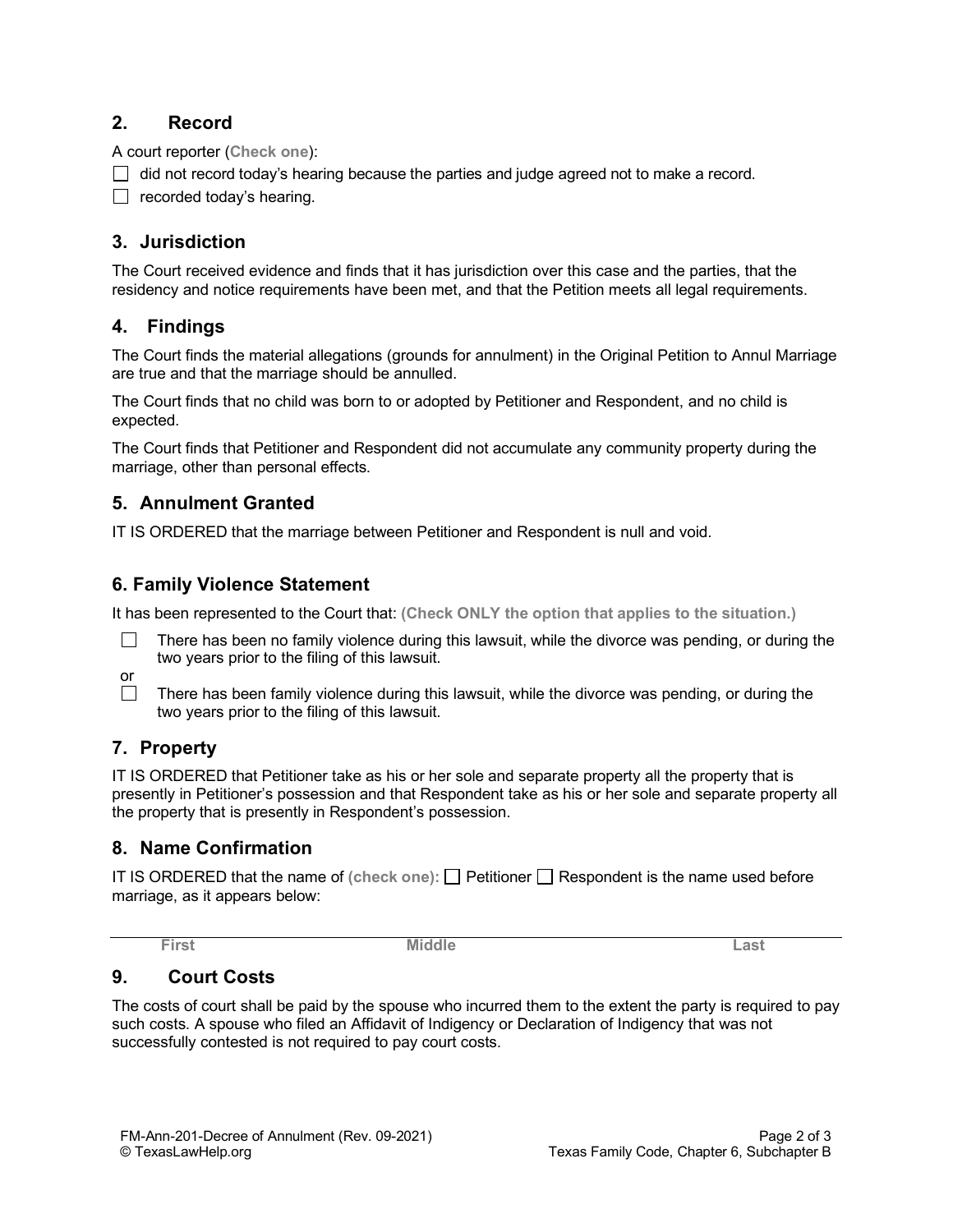## 2. Record

A court reporter (**Check one**):

☐ did not record today's hearing because the parties and judge agreed not to make a record.

☐ recorded today's hearing.

## 3. Jurisdiction

The Court received evidence and finds that it has jurisdiction over this case and the parties, that the residency and notice requirements have been met, and that the Petition meets all legal requirements.

## 4. Findings

The Court finds the material allegations (grounds for annulment) in the Original Petition to Annul Marriage are true and that the marriage should be annulled.

The Court finds that no child was born to or adopted by Petitioner and Respondent, and no child is expected.

The Court finds that Petitioner and Respondent did not accumulate any community property during the marriage, other than personal effects.

## 5. Annulment Granted

IT IS ORDERED that the marriage between Petitioner and Respondent is null and void.

## 6. Family Violence Statement

It has been represented to the Court that: **(Check ONLY the option that applies to the situation.)**

☐ There has been no family violence during this lawsuit, while the divorce was pending, or during the two years prior to the filing of this lawsuit.

or

☐ There has been family violence during this lawsuit, while the divorce was pending, or during the two years prior to the filing of this lawsuit.

## 7. Property

IT IS ORDERED that Petitioner take as his or her sole and separate property all the property that is presently in Petitioner's possession and that Respondent take as his or her sole and separate property all the property that is presently in Respondent's possession.

## 8. Name Confirmation

IT IS ORDERED that the name of **(check one):** ☐ Petitioner ☐ Respondent is the name used before marriage, as it appears below:

______________________________________________________________
**First** **Middle** **Last**

## 9. Court Costs

The costs of court shall be paid by the spouse who incurred them to the extent the party is required to pay such costs. A spouse who filed an Affidavit of Indigency or Declaration of Indigency that was not successfully contested is not required to pay court costs.

FM-Ann-201-Decree of Annulment (Rev. 09-2021)
© TexasLawHelp.org
Texas Family Code, Chapter 6, Subchapter B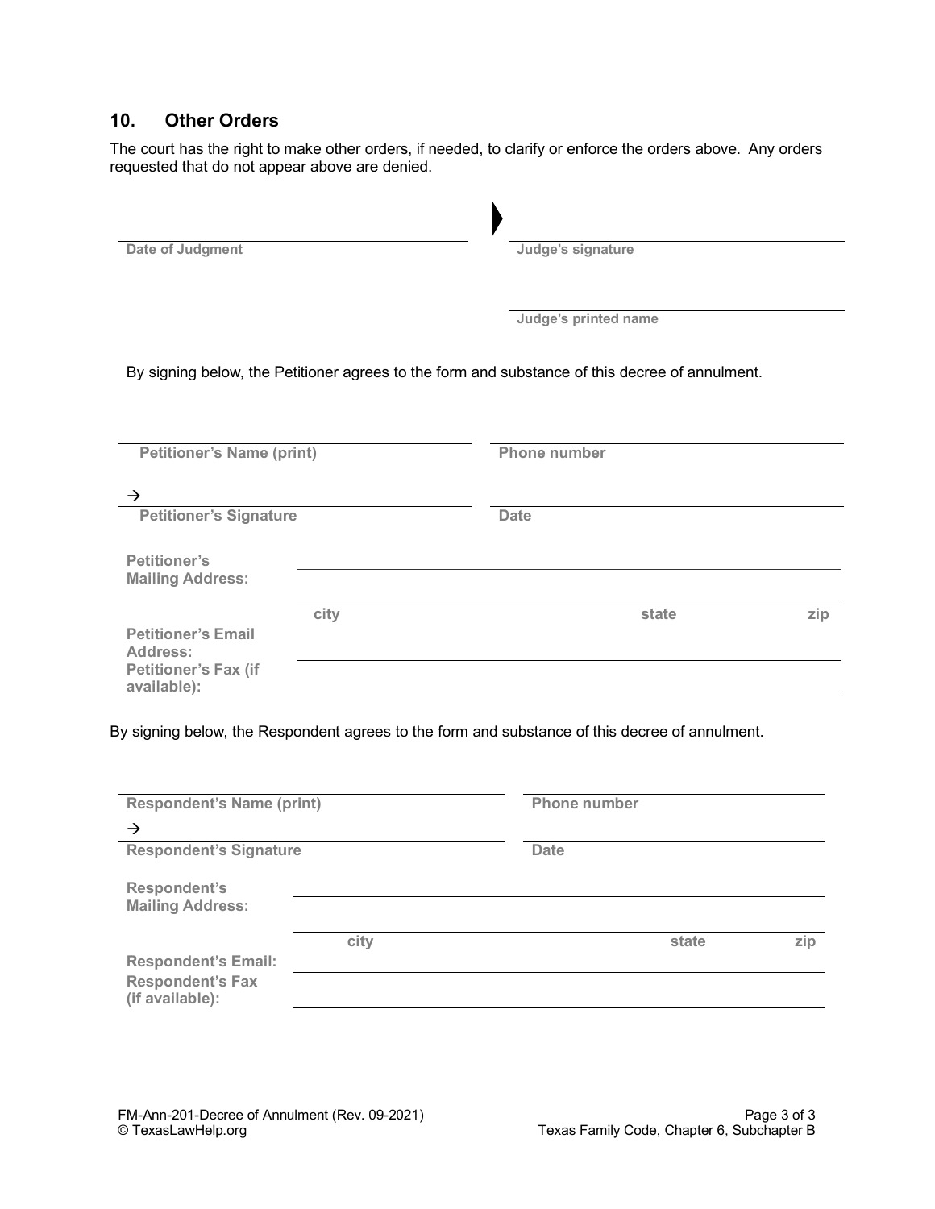## 10. Other Orders

The court has the right to make other orders, if needed, to clarify or enforce the orders above. Any orders requested that do not appear above are denied.

| | |
|---|---|
| Date of Judgment | ► Judge's signature |
| | Judge's printed name |

By signing below, the Petitioner agrees to the form and substance of this decree of annulment.

| | |
|---|---|
| Petitioner's Name (print) | Phone number |
| → Petitioner's Signature | Date |

Petitioner's Mailing Address: ______________________________

city ______________ state ______________ zip ______________

Petitioner's Email Address: ______________________________

Petitioner's Fax (if available): ______________________________

By signing below, the Respondent agrees to the form and substance of this decree of annulment.

| | |
|---|---|
| Respondent's Name (print) | Phone number |
| → Respondent's Signature | Date |

Respondent's Mailing Address: ______________________________

city ______________ state ______________ zip ______________

Respondent's Email: ______________________________

Respondent's Fax (if available): ______________________________

FM-Ann-201-Decree of Annulment (Rev. 09-2021)
© TexasLawHelp.org

Texas Family Code, Chapter 6, Subchapter B